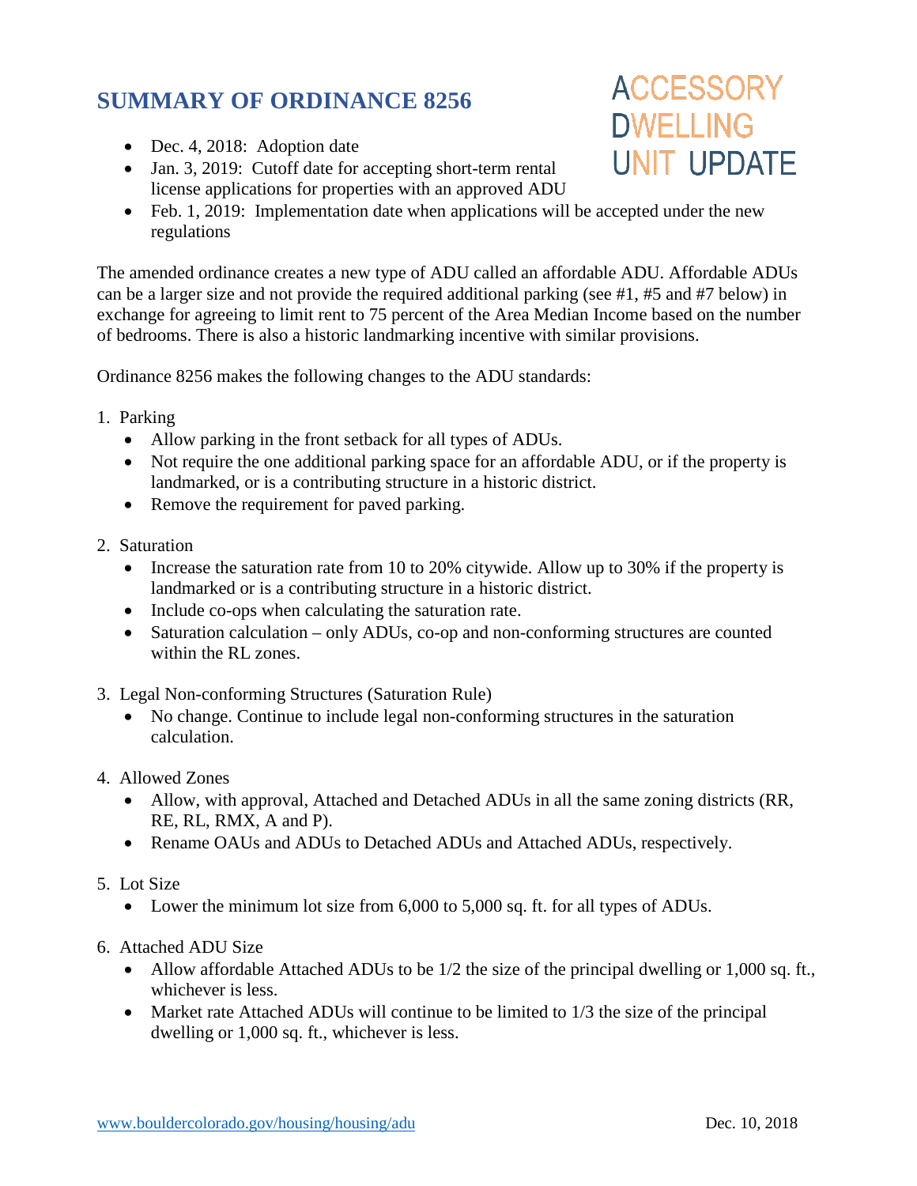# SUMMARY OF ORDINANCE 8256

## ACCESSORY DWELLING UNIT UPDATE

- Dec. 4, 2018: Adoption date
- Jan. 3, 2019: Cutoff date for accepting short-term rental license applications for properties with an approved ADU
- Feb. 1, 2019: Implementation date when applications will be accepted under the new regulations

The amended ordinance creates a new type of ADU called an affordable ADU. Affordable ADUs can be a larger size and not provide the required additional parking (see #1, #5 and #7 below) in exchange for agreeing to limit rent to 75 percent of the Area Median Income based on the number of bedrooms. There is also a historic landmarking incentive with similar provisions.

Ordinance 8256 makes the following changes to the ADU standards:

1. Parking
   - Allow parking in the front setback for all types of ADUs.
   - Not require the one additional parking space for an affordable ADU, or if the property is landmarked, or is a contributing structure in a historic district.
   - Remove the requirement for paved parking.

2. Saturation
   - Increase the saturation rate from 10 to 20% citywide. Allow up to 30% if the property is landmarked or is a contributing structure in a historic district.
   - Include co-ops when calculating the saturation rate.
   - Saturation calculation – only ADUs, co-op and non-conforming structures are counted within the RL zones.

3. Legal Non-conforming Structures (Saturation Rule)
   - No change. Continue to include legal non-conforming structures in the saturation calculation.

4. Allowed Zones
   - Allow, with approval, Attached and Detached ADUs in all the same zoning districts (RR, RE, RL, RMX, A and P).
   - Rename OAUs and ADUs to Detached ADUs and Attached ADUs, respectively.

5. Lot Size
   - Lower the minimum lot size from 6,000 to 5,000 sq. ft. for all types of ADUs.

6. Attached ADU Size
   - Allow affordable Attached ADUs to be 1/2 the size of the principal dwelling or 1,000 sq. ft., whichever is less.
   - Market rate Attached ADUs will continue to be limited to 1/3 the size of the principal dwelling or 1,000 sq. ft., whichever is less.

www.bouldercolorado.gov/housing/housing/adu Dec. 10, 2018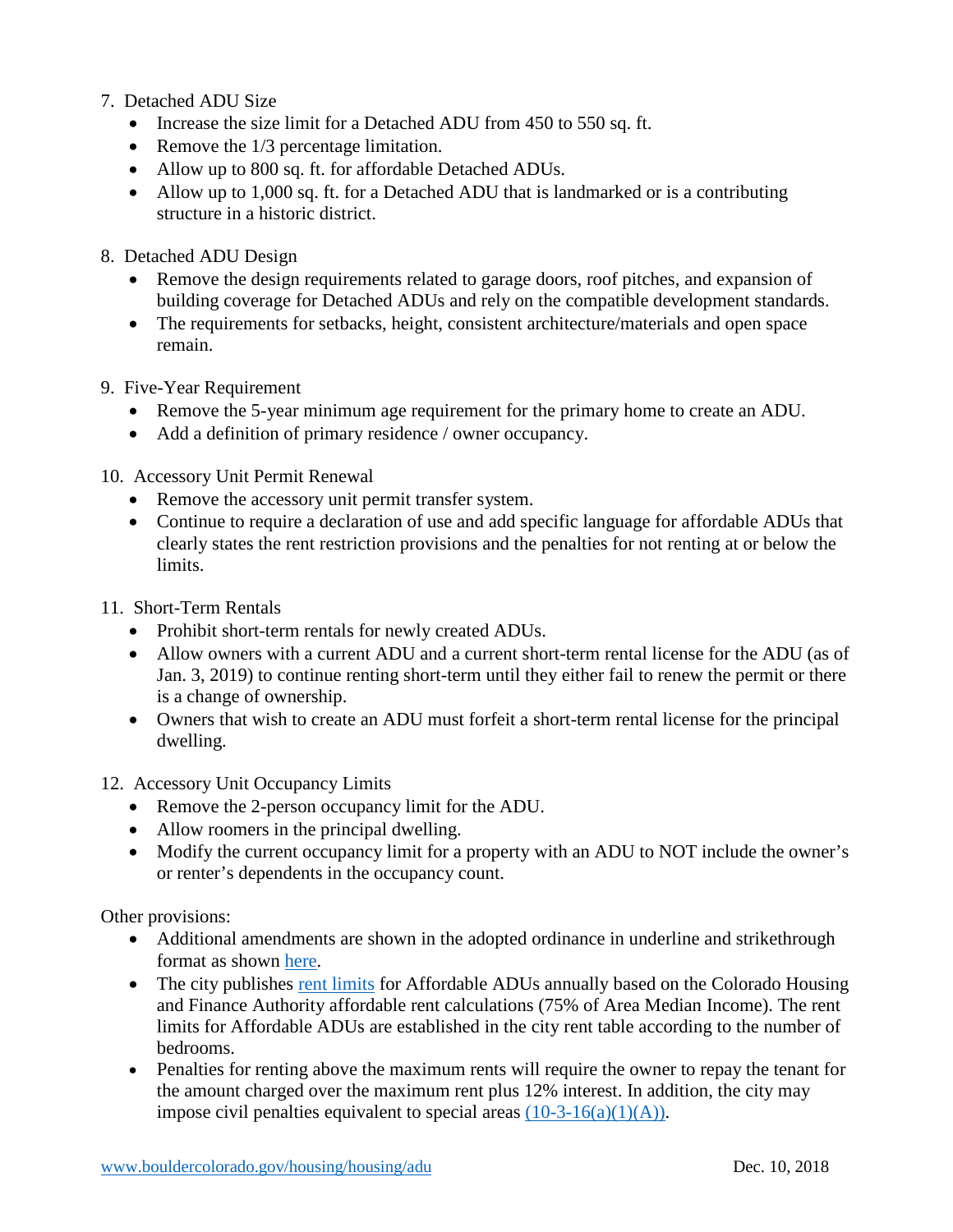7. Detached ADU Size
   - Increase the size limit for a Detached ADU from 450 to 550 sq. ft.
   - Remove the 1/3 percentage limitation.
   - Allow up to 800 sq. ft. for affordable Detached ADUs.
   - Allow up to 1,000 sq. ft. for a Detached ADU that is landmarked or is a contributing structure in a historic district.

8. Detached ADU Design
   - Remove the design requirements related to garage doors, roof pitches, and expansion of building coverage for Detached ADUs and rely on the compatible development standards.
   - The requirements for setbacks, height, consistent architecture/materials and open space remain.

9. Five-Year Requirement
   - Remove the 5-year minimum age requirement for the primary home to create an ADU.
   - Add a definition of primary residence / owner occupancy.

10. Accessory Unit Permit Renewal
    - Remove the accessory unit permit transfer system.
    - Continue to require a declaration of use and add specific language for affordable ADUs that clearly states the rent restriction provisions and the penalties for not renting at or below the limits.

11. Short-Term Rentals
    - Prohibit short-term rentals for newly created ADUs.
    - Allow owners with a current ADU and a current short-term rental license for the ADU (as of Jan. 3, 2019) to continue renting short-term until they either fail to renew the permit or there is a change of ownership.
    - Owners that wish to create an ADU must forfeit a short-term rental license for the principal dwelling.

12. Accessory Unit Occupancy Limits
    - Remove the 2-person occupancy limit for the ADU.
    - Allow roomers in the principal dwelling.
    - Modify the current occupancy limit for a property with an ADU to NOT include the owner's or renter's dependents in the occupancy count.

Other provisions:

- Additional amendments are shown in the adopted ordinance in underline and strikethrough format as shown here.
- The city publishes rent limits for Affordable ADUs annually based on the Colorado Housing and Finance Authority affordable rent calculations (75% of Area Median Income). The rent limits for Affordable ADUs are established in the city rent table according to the number of bedrooms.
- Penalties for renting above the maximum rents will require the owner to repay the tenant for the amount charged over the maximum rent plus 12% interest. In addition, the city may impose civil penalties equivalent to special areas (10-3-16(a)(1)(A)).

www.bouldercolorado.gov/housing/housing/adu Dec. 10, 2018